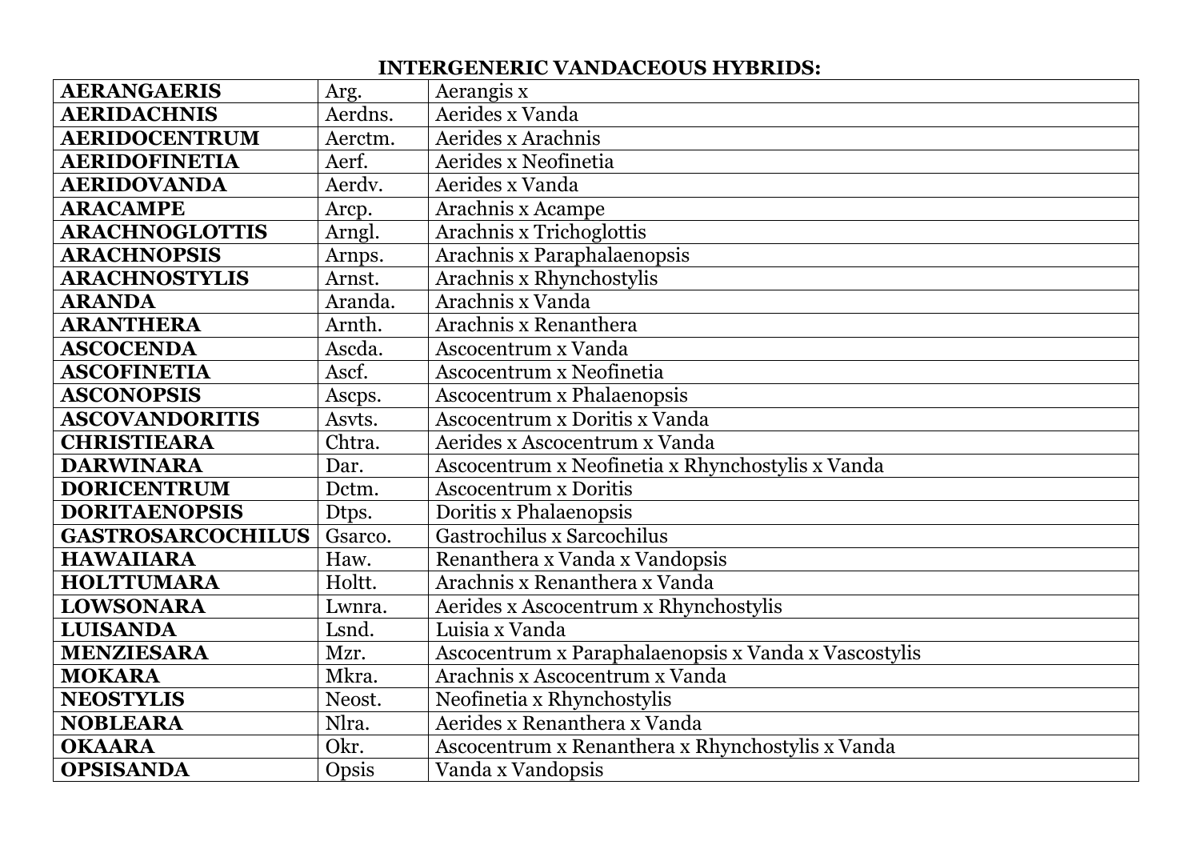## INTERGENERIC VANDACEOUS HYBRIDS:

| | | |
|---|---|---|
| **AERANGAERIS** | Arg. | Aerangis x |
| **AERIDACHNIS** | Aerdns. | Aerides x Vanda |
| **AERIDOCENTRUM** | Aerctm. | Aerides x Arachnis |
| **AERIDOFINETIA** | Aerf. | Aerides x Neofinetia |
| **AERIDOVANDA** | Aerdv. | Aerides x Vanda |
| **ARACAMPE** | Arcp. | Arachnis x Acampe |
| **ARACHNOGLOTTIS** | Arngl. | Arachnis x Trichoglottis |
| **ARACHNOPSIS** | Arnps. | Arachnis x Paraphalaenopsis |
| **ARACHNOSTYLIS** | Arnst. | Arachnis x Rhynchostylis |
| **ARANDA** | Aranda. | Arachnis x Vanda |
| **ARANTHERA** | Arnth. | Arachnis x Renanthera |
| **ASCOCENDA** | Ascda. | Ascocentrum x Vanda |
| **ASCOFINETIA** | Ascf. | Ascocentrum x Neofinetia |
| **ASCONOPSIS** | Ascps. | Ascocentrum x Phalaenopsis |
| **ASCOVANDORITIS** | Asvts. | Ascocentrum x Doritis x Vanda |
| **CHRISTIEARA** | Chtra. | Aerides x Ascocentrum x Vanda |
| **DARWINARA** | Dar. | Ascocentrum x Neofinetia x Rhynchostylis x Vanda |
| **DORICENTRUM** | Dctm. | Ascocentrum x Doritis |
| **DORITAENOPSIS** | Dtps. | Doritis x Phalaenopsis |
| **GASTROSARCOCHILUS** | Gsarco. | Gastrochilus x Sarcochilus |
| **HAWAIIARA** | Haw. | Renanthera x Vanda x Vandopsis |
| **HOLTTUMARA** | Holtt. | Arachnis x Renanthera x Vanda |
| **LOWSONARA** | Lwnra. | Aerides x Ascocentrum x Rhynchostylis |
| **LUISANDA** | Lsnd. | Luisia x Vanda |
| **MENZIESARA** | Mzr. | Ascocentrum x Paraphalaenopsis x Vanda x Vascostylis |
| **MOKARA** | Mkra. | Arachnis x Ascocentrum x Vanda |
| **NEOSTYLIS** | Neost. | Neofinetia x Rhynchostylis |
| **NOBLEARA** | Nlra. | Aerides x Renanthera x Vanda |
| **OKAARA** | Okr. | Ascocentrum x Renanthera x Rhynchostylis x Vanda |
| **OPSISANDA** | Opsis | Vanda x Vandopsis |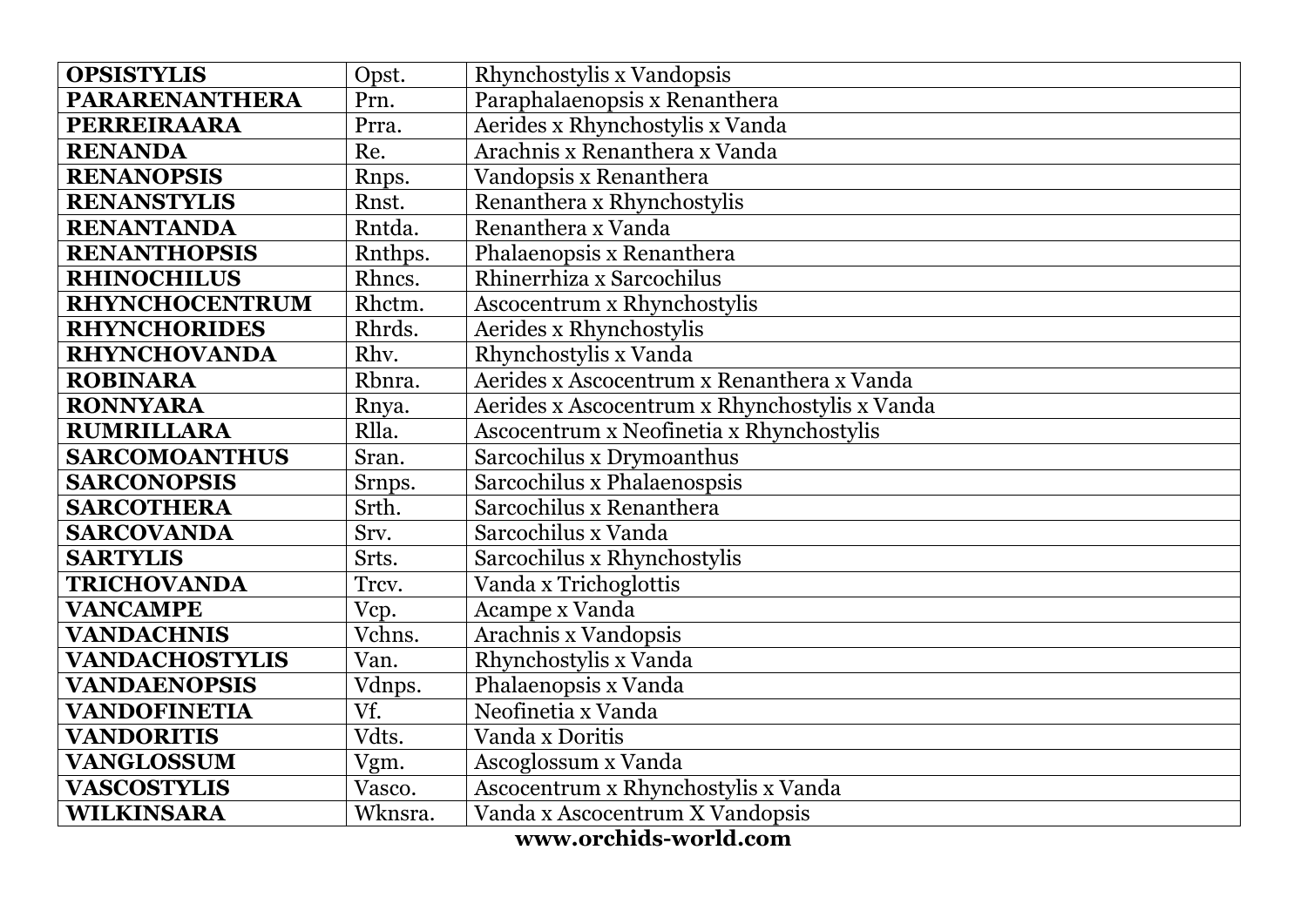| | | |
|---|---|---|
| **OPSISTYLIS** | Opst. | Rhynchostylis x Vandopsis |
| **PARARENANTHERA** | Prn. | Paraphalaenopsis x Renanthera |
| **PERREIRAARA** | Prra. | Aerides x Rhynchostylis x Vanda |
| **RENANDA** | Re. | Arachnis x Renanthera x Vanda |
| **RENANOPSIS** | Rnps. | Vandopsis x Renanthera |
| **RENANSTYLIS** | Rnst. | Renanthera x Rhynchostylis |
| **RENANTANDA** | Rntda. | Renanthera x Vanda |
| **RENANTHOPSIS** | Rnthps. | Phalaenopsis x Renanthera |
| **RHINOCHILUS** | Rhncs. | Rhinerrhiza x Sarcochilus |
| **RHYNCHOCENTRUM** | Rhctm. | Ascocentrum x Rhynchostylis |
| **RHYNCHORIDES** | Rhrds. | Aerides x Rhynchostylis |
| **RHYNCHOVANDA** | Rhv. | Rhynchostylis x Vanda |
| **ROBINARA** | Rbnra. | Aerides x Ascocentrum x Renanthera x Vanda |
| **RONNYARA** | Rnya. | Aerides x Ascocentrum x Rhynchostylis x Vanda |
| **RUMRILLARA** | Rlla. | Ascocentrum x Neofinetia x Rhynchostylis |
| **SARCOMOANTHUS** | Sran. | Sarcochilus x Drymoanthus |
| **SARCONOPSIS** | Srnps. | Sarcochilus x Phalaenospsis |
| **SARCOTHERA** | Srth. | Sarcochilus x Renanthera |
| **SARCOVANDA** | Srv. | Sarcochilus x Vanda |
| **SARTYLIS** | Srts. | Sarcochilus x Rhynchostylis |
| **TRICHOVANDA** | Trcv. | Vanda x Trichoglottis |
| **VANCAMPE** | Vcp. | Acampe x Vanda |
| **VANDACHNIS** | Vchns. | Arachnis x Vandopsis |
| **VANDACHOSTYLIS** | Van. | Rhynchostylis x Vanda |
| **VANDAENOPSIS** | Vdnps. | Phalaenopsis x Vanda |
| **VANDOFINETIA** | Vf. | Neofinetia x Vanda |
| **VANDORITIS** | Vdts. | Vanda x Doritis |
| **VANGLOSSUM** | Vgm. | Ascoglossum x Vanda |
| **VASCOSTYLIS** | Vasco. | Ascocentrum x Rhynchostylis x Vanda |
| **WILKINSARA** | Wknsra. | Vanda x Ascocentrum X Vandopsis |

**www.orchids-world.com**